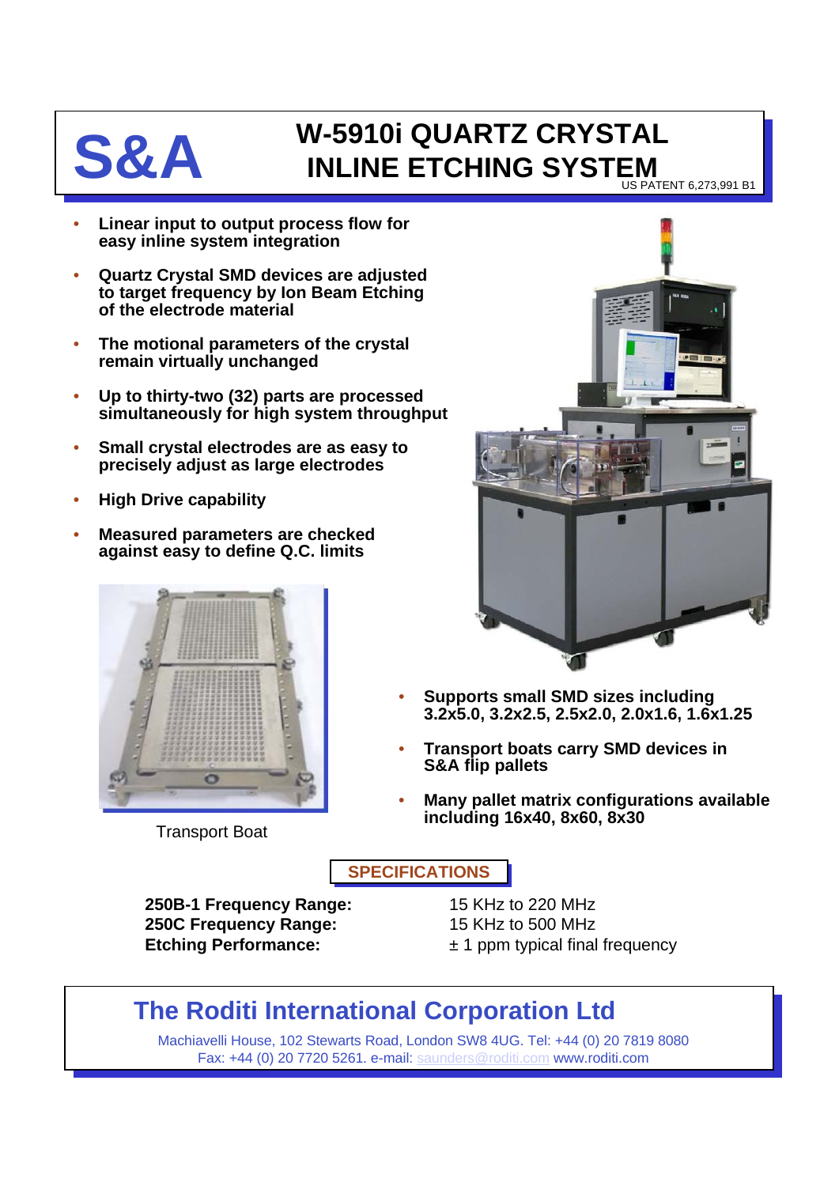# S&A

# W-5910i QUARTZ CRYSTAL INLINE ETCHING SYSTEM

US PATENT 6,273,991 B1

- **Linear input to output process flow for easy inline system integration**
- **Quartz Crystal SMD devices are adjusted to target frequency by Ion Beam Etching of the electrode material**
- **The motional parameters of the crystal remain virtually unchanged**
- **Up to thirty-two (32) parts are processed simultaneously for high system throughput**
- **Small crystal electrodes are as easy to precisely adjust as large electrodes**
- **High Drive capability**
- **Measured parameters are checked against easy to define Q.C. limits**

Transport Boat

- **Supports small SMD sizes including 3.2x5.0, 3.2x2.5, 2.5x2.0, 2.0x1.6, 1.6x1.25**
- **Transport boats carry SMD devices in S&A flip pallets**
- **Many pallet matrix configurations available including 16x40, 8x60, 8x30**

## SPECIFICATIONS

| | |
|---|---|
| **250B-1 Frequency Range:** | 15 KHz to 220 MHz |
| **250C Frequency Range:** | 15 KHz to 500 MHz |
| **Etching Performance:** | ± 1 ppm typical final frequency |

## The Roditi International Corporation Ltd

Machiavelli House, 102 Stewarts Road, London SW8 4UG. Tel: +44 (0) 20 7819 8080
Fax: +44 (0) 20 7720 5261. e-mail: saunders@roditi.com www.roditi.com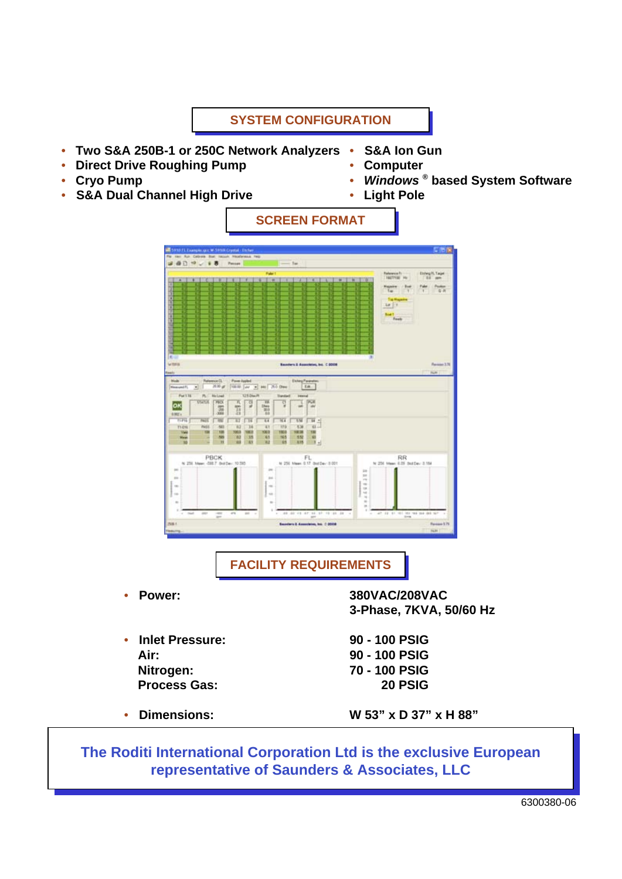## SYSTEM CONFIGURATION

- Two S&A 250B-1 or 250C Network Analyzers
- Direct Drive Roughing Pump
- Cryo Pump
- S&A Dual Channel High Drive
- S&A Ion Gun
- Computer
- *Windows* ® based System Software
- Light Pole

## SCREEN FORMAT

## FACILITY REQUIREMENTS

- **Power:** 380VAC/208VAC
  3-Phase, 7KVA, 50/60 Hz

- **Inlet Pressure:** 90 - 100 PSIG
  **Air:** 90 - 100 PSIG
  **Nitrogen:** 70 - 100 PSIG
  **Process Gas:** 20 PSIG

- **Dimensions:** W 53” x D 37” x H 88”

**The Roditi International Corporation Ltd is the exclusive European representative of Saunders & Associates, LLC**

6300380-06